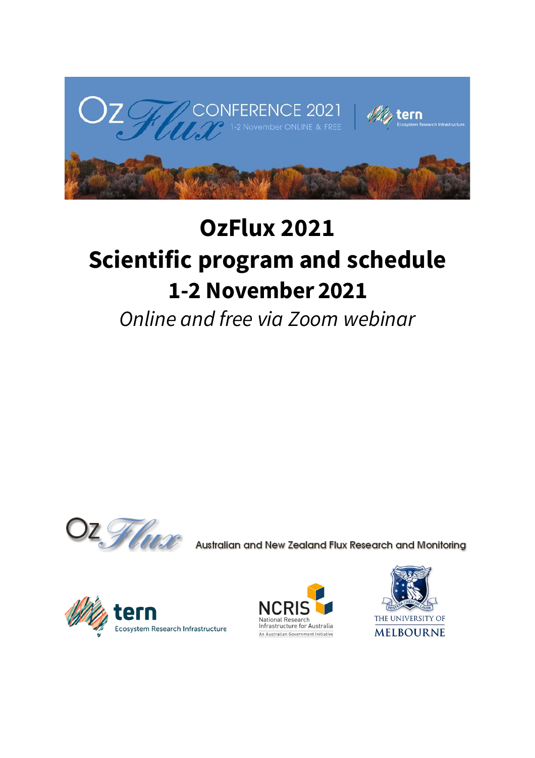# OzFlux 2021

# Scientific program and schedule

# 1-2 November 2021

*Online and free via Zoom webinar*

Australian and New Zealand Flux Research and Monitoring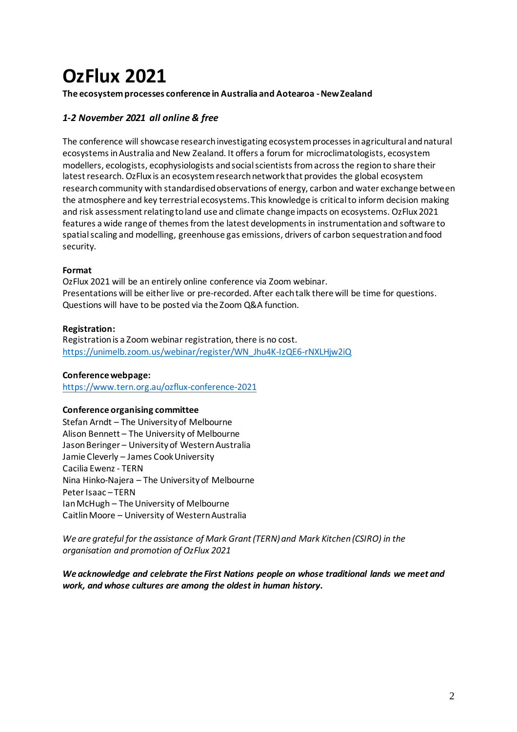# OzFlux 2021

**The ecosystem processes conference in Australia and Aotearoa - New Zealand**

***1-2 November 2021 all online & free***

The conference will showcase research investigating ecosystem processes in agricultural and natural ecosystems in Australia and New Zealand. It offers a forum for microclimatologists, ecosystem modellers, ecologists, ecophysiologists and social scientists from across the region to share their latest research. OzFlux is an ecosystem research network that provides the global ecosystem research community with standardised observations of energy, carbon and water exchange between the atmosphere and key terrestrial ecosystems. This knowledge is critical to inform decision making and risk assessment relating to land use and climate change impacts on ecosystems. OzFlux 2021 features a wide range of themes from the latest developments in instrumentation and software to spatial scaling and modelling, greenhouse gas emissions, drivers of carbon sequestration and food security.

**Format**

OzFlux 2021 will be an entirely online conference via Zoom webinar.
Presentations will be either live or pre-recorded. After each talk there will be time for questions. Questions will have to be posted via the Zoom Q&A function.

**Registration:**

Registration is a Zoom webinar registration, there is no cost.
https://unimelb.zoom.us/webinar/register/WN_Jhu4K-IzQE6-rNXLHjw2iQ

**Conference webpage:**

https://www.tern.org.au/ozflux-conference-2021

**Conference organising committee**

Stefan Arndt – The University of Melbourne
Alison Bennett – The University of Melbourne
Jason Beringer – University of Western Australia
Jamie Cleverly – James Cook University
Cacilia Ewenz - TERN
Nina Hinko-Najera – The University of Melbourne
Peter Isaac – TERN
Ian McHugh – The University of Melbourne
Caitlin Moore – University of Western Australia

*We are grateful for the assistance of Mark Grant (TERN) and Mark Kitchen (CSIRO) in the organisation and promotion of OzFlux 2021*

***We acknowledge and celebrate the First Nations people on whose traditional lands we meet and work, and whose cultures are among the oldest in human history.***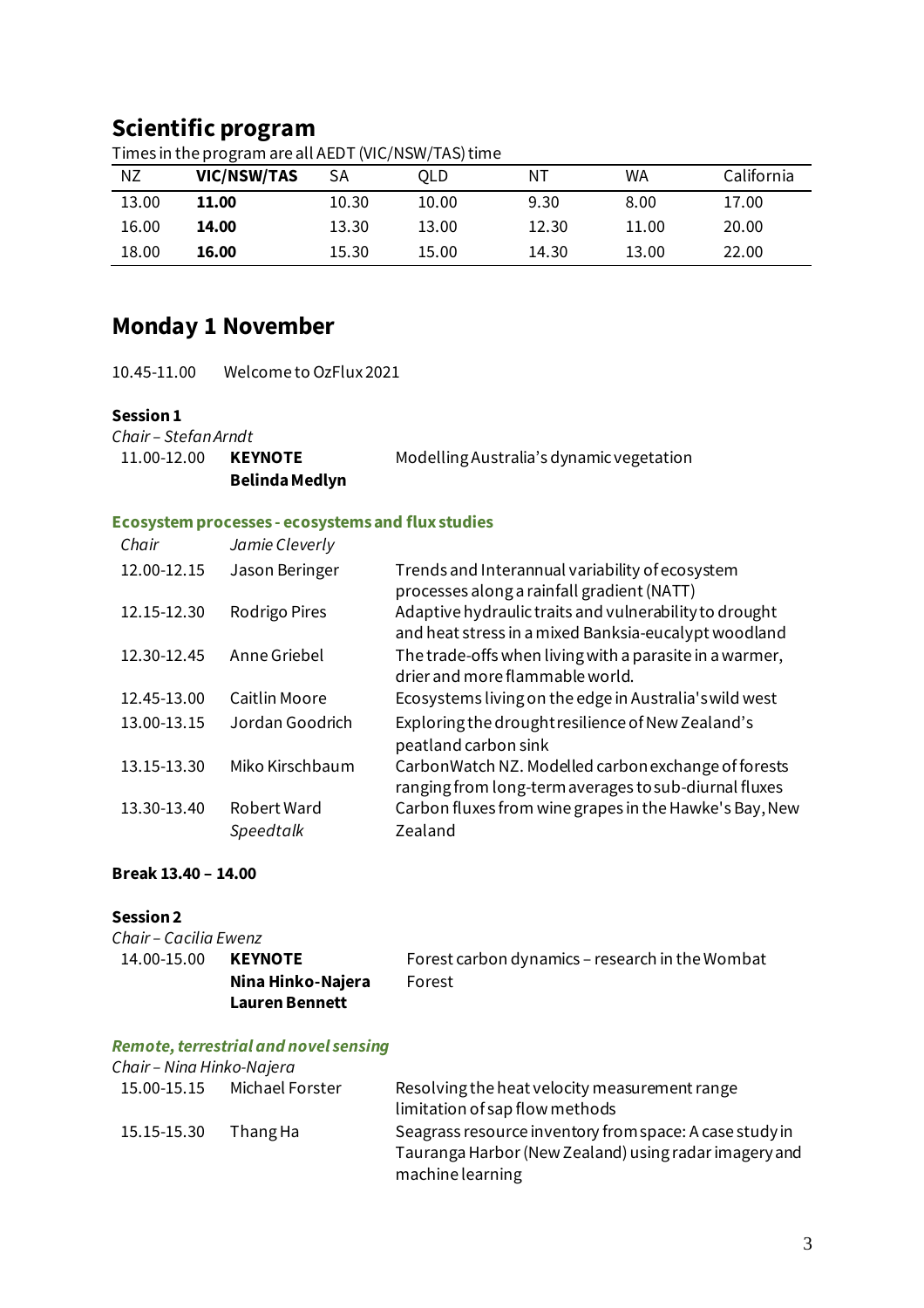## Scientific program

Times in the program are all AEDT (VIC/NSW/TAS) time

| NZ | **VIC/NSW/TAS** | SA | QLD | NT | WA | California |
|---|---|---|---|---|---|---|
| 13.00 | **11.00** | 10.30 | 10.00 | 9.30 | 8.00 | 17.00 |
| 16.00 | **14.00** | 13.30 | 13.00 | 12.30 | 11.00 | 20.00 |
| 18.00 | **16.00** | 15.30 | 15.00 | 14.30 | 13.00 | 22.00 |

## Monday 1 November

10.45-11.00 Welcome to OzFlux 2021

**Session 1**

*Chair – Stefan Arndt*

| | | |
|---|---|---|
| 11.00-12.00 | **KEYNOTE** **Belinda Medlyn** | Modelling Australia's dynamic vegetation |

**Ecosystem processes - ecosystems and flux studies**

| | | |
|---|---|---|
| *Chair* | *Jamie Cleverly* | |
| 12.00-12.15 | Jason Beringer | Trends and Interannual variability of ecosystem processes along a rainfall gradient (NATT) |
| 12.15-12.30 | Rodrigo Pires | Adaptive hydraulic traits and vulnerability to drought and heat stress in a mixed Banksia-eucalypt woodland |
| 12.30-12.45 | Anne Griebel | The trade-offs when living with a parasite in a warmer, drier and more flammable world. |
| 12.45-13.00 | Caitlin Moore | Ecosystems living on the edge in Australia's wild west |
| 13.00-13.15 | Jordan Goodrich | Exploring the drought resilience of New Zealand's peatland carbon sink |
| 13.15-13.30 | Miko Kirschbaum | CarbonWatch NZ. Modelled carbon exchange of forests ranging from long-term averages to sub-diurnal fluxes |
| 13.30-13.40 | Robert Ward *Speedtalk* | Carbon fluxes from wine grapes in the Hawke's Bay, New Zealand |

**Break 13.40 – 14.00**

**Session 2**

*Chair – Cacilia Ewenz*

| | | |
|---|---|---|
| 14.00-15.00 | **KEYNOTE** **Nina Hinko-Najera** **Lauren Bennett** | Forest carbon dynamics – research in the Wombat Forest |

***Remote, terrestrial and novel sensing***

*Chair – Nina Hinko-Najera*

| | | |
|---|---|---|
| 15.00-15.15 | Michael Forster | Resolving the heat velocity measurement range limitation of sap flow methods |
| 15.15-15.30 | Thang Ha | Seagrass resource inventory from space: A case study in Tauranga Harbor (New Zealand) using radar imagery and machine learning |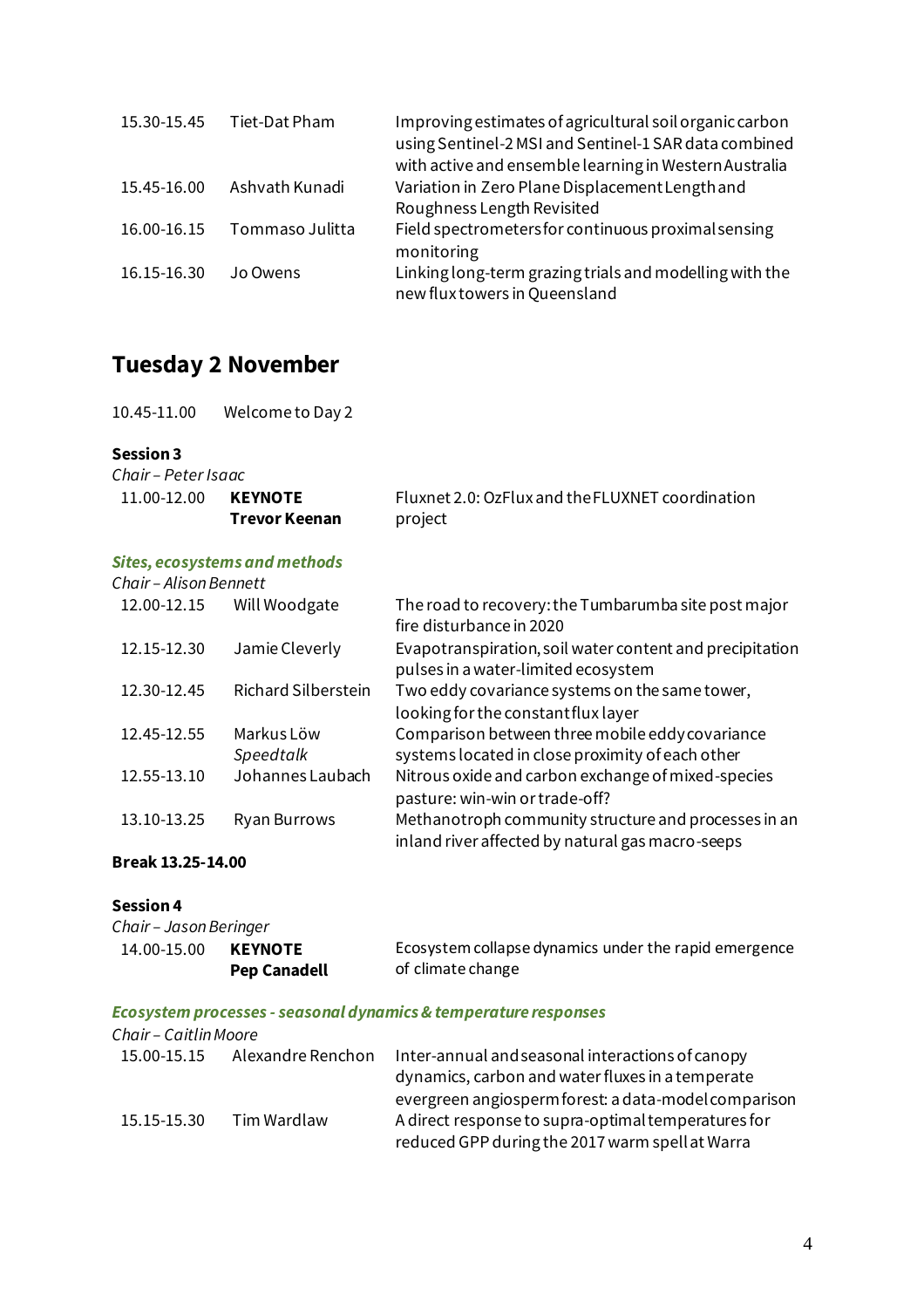| | | |
|---|---|---|
| 15.30-15.45 | Tiet-Dat Pham | Improving estimates of agricultural soil organic carbon using Sentinel-2 MSI and Sentinel-1 SAR data combined with active and ensemble learning in Western Australia |
| 15.45-16.00 | Ashvath Kunadi | Variation in Zero Plane Displacement Length and Roughness Length Revisited |
| 16.00-16.15 | Tommaso Julitta | Field spectrometers for continuous proximal sensing monitoring |
| 16.15-16.30 | Jo Owens | Linking long-term grazing trials and modelling with the new flux towers in Queensland |

## Tuesday 2 November

10.45-11.00 Welcome to Day 2

**Session 3**

*Chair – Peter Isaac*

| | | |
|---|---|---|
| 11.00-12.00 | **KEYNOTE Trevor Keenan** | Fluxnet 2.0: OzFlux and the FLUXNET coordination project |

***Sites, ecosystems and methods***

*Chair – Alison Bennett*

| | | |
|---|---|---|
| 12.00-12.15 | Will Woodgate | The road to recovery: the Tumbarumba site post major fire disturbance in 2020 |
| 12.15-12.30 | Jamie Cleverly | Evapotranspiration, soil water content and precipitation pulses in a water-limited ecosystem |
| 12.30-12.45 | Richard Silberstein | Two eddy covariance systems on the same tower, looking for the constant flux layer |
| 12.45-12.55 | Markus Löw *Speedtalk* | Comparison between three mobile eddy covariance systems located in close proximity of each other |
| 12.55-13.10 | Johannes Laubach | Nitrous oxide and carbon exchange of mixed-species pasture: win-win or trade-off? |
| 13.10-13.25 | Ryan Burrows | Methanotroph community structure and processes in an inland river affected by natural gas macro-seeps |

**Break 13.25-14.00**

**Session 4**

*Chair – Jason Beringer*

| | | |
|---|---|---|
| 14.00-15.00 | **KEYNOTE Pep Canadell** | Ecosystem collapse dynamics under the rapid emergence of climate change |

***Ecosystem processes - seasonal dynamics & temperature responses***

*Chair – Caitlin Moore*

| | | |
|---|---|---|
| 15.00-15.15 | Alexandre Renchon | Inter-annual and seasonal interactions of canopy dynamics, carbon and water fluxes in a temperate evergreen angiosperm forest: a data-model comparison |
| 15.15-15.30 | Tim Wardlaw | A direct response to supra-optimal temperatures for reduced GPP during the 2017 warm spell at Warra |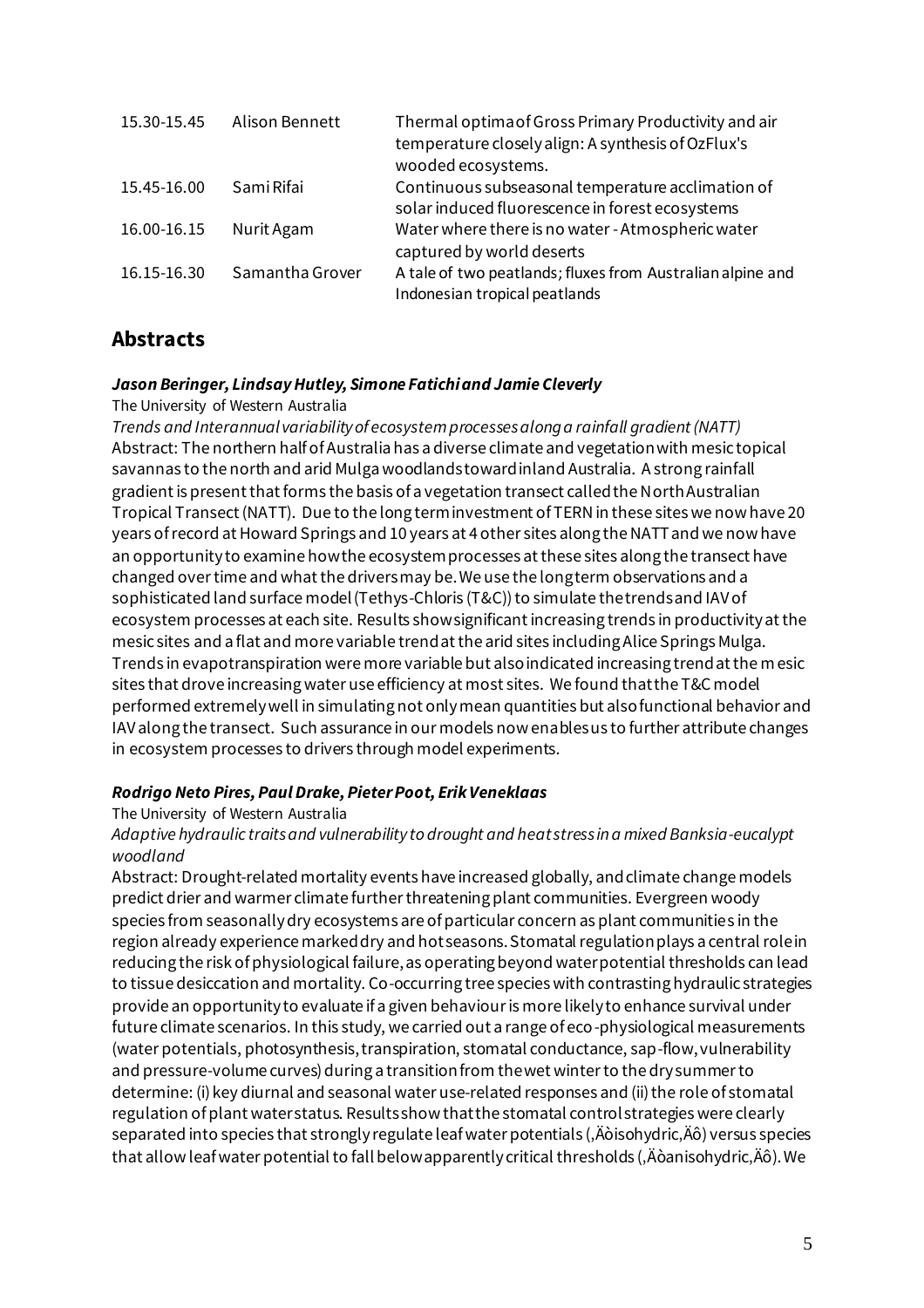| 15.30-15.45 | Alison Bennett | Thermal optima of Gross Primary Productivity and air temperature closely align: A synthesis of OzFlux's wooded ecosystems. |
|---|---|---|
| 15.45-16.00 | Sami Rifai | Continuous subseasonal temperature acclimation of solar induced fluorescence in forest ecosystems |
| 16.00-16.15 | Nurit Agam | Water where there is no water - Atmospheric water captured by world deserts |
| 16.15-16.30 | Samantha Grover | A tale of two peatlands; fluxes from Australian alpine and Indonesian tropical peatlands |

## Abstracts

### *Jason Beringer, Lindsay Hutley, Simone Fatichi and Jamie Cleverly*

The University of Western Australia

*Trends and Interannual variability of ecosystem processes along a rainfall gradient (NATT)*

Abstract: The northern half of Australia has a diverse climate and vegetation with mesic topical savannas to the north and arid Mulga woodlands toward inland Australia. A strong rainfall gradient is present that forms the basis of a vegetation transect called the North Australian Tropical Transect (NATT). Due to the long term investment of TERN in these sites we now have 20 years of record at Howard Springs and 10 years at 4 other sites along the NATT and we now have an opportunity to examine how the ecosystem processes at these sites along the transect have changed over time and what the drivers may be. We use the long term observations and a sophisticated land surface model (Tethys-Chloris (T&C)) to simulate the trends and IAV of ecosystem processes at each site. Results show significant increasing trends in productivity at the mesic sites and a flat and more variable trend at the arid sites including Alice Springs Mulga. Trends in evapotranspiration were more variable but also indicated increasing trend at the mesic sites that drove increasing water use efficiency at most sites. We found that the T&C model performed extremely well in simulating not only mean quantities but also functional behavior and IAV along the transect. Such assurance in our models now enables us to further attribute changes in ecosystem processes to drivers through model experiments.

### *Rodrigo Neto Pires, Paul Drake, Pieter Poot, Erik Veneklaas*

The University of Western Australia

*Adaptive hydraulic traits and vulnerability to drought and heat stress in a mixed Banksia-eucalypt woodland*

Abstract: Drought-related mortality events have increased globally, and climate change models predict drier and warmer climate further threatening plant communities. Evergreen woody species from seasonally dry ecosystems are of particular concern as plant communities in the region already experience marked dry and hot seasons. Stomatal regulation plays a central role in reducing the risk of physiological failure, as operating beyond water potential thresholds can lead to tissue desiccation and mortality. Co-occurring tree species with contrasting hydraulic strategies provide an opportunity to evaluate if a given behaviour is more likely to enhance survival under future climate scenarios. In this study, we carried out a range of eco-physiological measurements (water potentials, photosynthesis, transpiration, stomatal conductance, sap-flow, vulnerability and pressure-volume curves) during a transition from the wet winter to the dry summer to determine: (i) key diurnal and seasonal water use-related responses and (ii) the role of stomatal regulation of plant water status. Results show that the stomatal control strategies were clearly separated into species that strongly regulate leaf water potentials (‚Äòisohydric‚Äô) versus species that allow leaf water potential to fall below apparently critical thresholds (‚Äòanisohydric‚Äô). We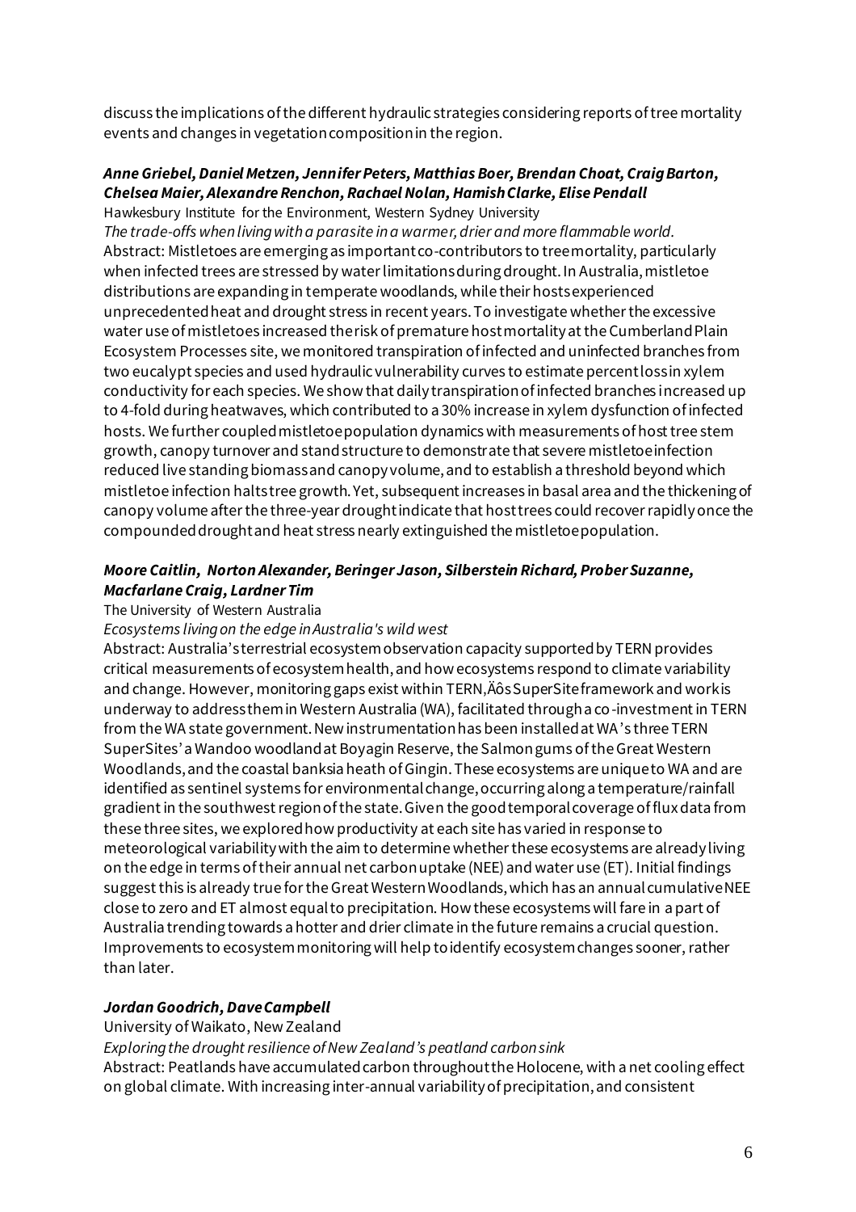discuss the implications of the different hydraulic strategies considering reports of tree mortality events and changes in vegetation composition in the region.

***Anne Griebel, Daniel Metzen, Jennifer Peters, Matthias Boer, Brendan Choat, Craig Barton, Chelsea Maier, Alexandre Renchon, Rachael Nolan, Hamish Clarke, Elise Pendall***

Hawkesbury Institute for the Environment, Western Sydney University

*The trade-offs when living with a parasite in a warmer, drier and more flammable world.*

Abstract: Mistletoes are emerging as important co-contributors to tree mortality, particularly when infected trees are stressed by water limitations during drought. In Australia, mistletoe distributions are expanding in temperate woodlands, while their hosts experienced unprecedented heat and drought stress in recent years. To investigate whether the excessive water use of mistletoes increased the risk of premature host mortality at the Cumberland Plain Ecosystem Processes site, we monitored transpiration of infected and uninfected branches from two eucalypt species and used hydraulic vulnerability curves to estimate percent loss in xylem conductivity for each species. We show that daily transpiration of infected branches increased up to 4-fold during heatwaves, which contributed to a 30% increase in xylem dysfunction of infected hosts. We further coupled mistletoe population dynamics with measurements of host tree stem growth, canopy turnover and stand structure to demonstrate that severe mistletoe infection reduced live standing biomass and canopy volume, and to establish a threshold beyond which mistletoe infection halts tree growth. Yet, subsequent increases in basal area and the thickening of canopy volume after the three-year drought indicate that host trees could recover rapidly once the compounded drought and heat stress nearly extinguished the mistletoe population.

***Moore Caitlin, Norton Alexander, Beringer Jason, Silberstein Richard, Prober Suzanne, Macfarlane Craig, Lardner Tim***

The University of Western Australia

*Ecosystems living on the edge in Australia's wild west*

Abstract: Australia's terrestrial ecosystem observation capacity supported by TERN provides critical measurements of ecosystem health, and how ecosystems respond to climate variability and change. However, monitoring gaps exist within TERN‚Äôs SuperSite framework and work is underway to address them in Western Australia (WA), facilitated through a co-investment in TERN from the WA state government. New instrumentation has been installed at WA's three TERN SuperSites' a Wandoo woodland at Boyagin Reserve, the Salmon gums of the Great Western Woodlands, and the coastal banksia heath of Gingin. These ecosystems are unique to WA and are identified as sentinel systems for environmental change, occurring along a temperature/rainfall gradient in the southwest region of the state. Given the good temporal coverage of flux data from these three sites, we explored how productivity at each site has varied in response to meteorological variability with the aim to determine whether these ecosystems are already living on the edge in terms of their annual net carbon uptake (NEE) and water use (ET). Initial findings suggest this is already true for the Great Western Woodlands, which has an annual cumulative NEE close to zero and ET almost equal to precipitation. How these ecosystems will fare in a part of Australia trending towards a hotter and drier climate in the future remains a crucial question. Improvements to ecosystem monitoring will help to identify ecosystem changes sooner, rather than later.

***Jordan Goodrich, Dave Campbell***

University of Waikato, New Zealand

*Exploring the drought resilience of New Zealand's peatland carbon sink*

Abstract: Peatlands have accumulated carbon throughout the Holocene, with a net cooling effect on global climate. With increasing inter-annual variability of precipitation, and consistent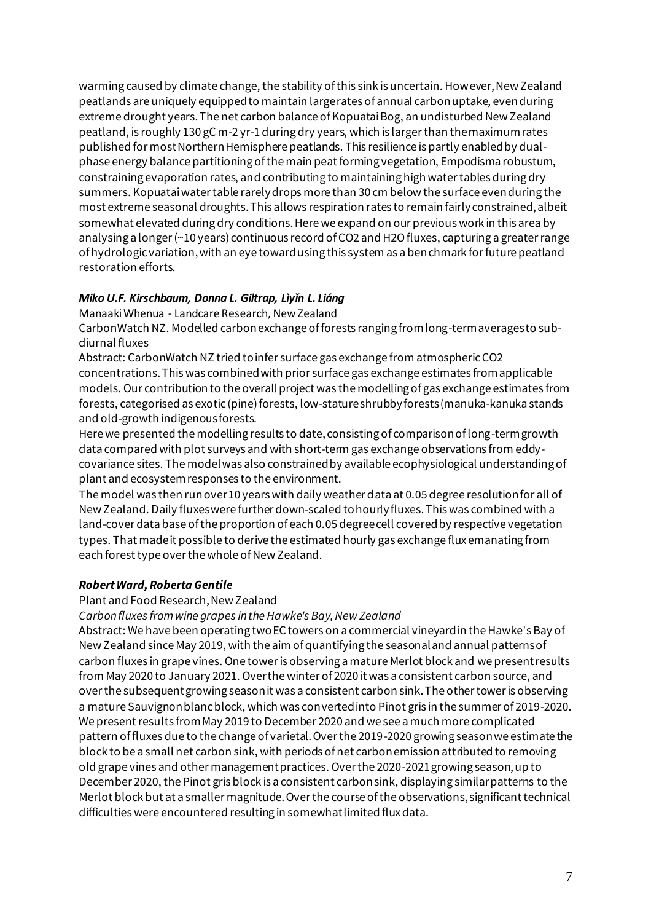warming caused by climate change, the stability of this sink is uncertain. However, New Zealand peatlands are uniquely equipped to maintain large rates of annual carbon uptake, even during extreme drought years. The net carbon balance of Kopuatai Bog, an undisturbed New Zealand peatland, is roughly 130 gC m-2 yr-1 during dry years, which is larger than the maximum rates published for most Northern Hemisphere peatlands. This resilience is partly enabled by dual-phase energy balance partitioning of the main peat forming vegetation, Empodisma robustum, constraining evaporation rates, and contributing to maintaining high water tables during dry summers. Kopuatai water table rarely drops more than 30 cm below the surface even during the most extreme seasonal droughts. This allows respiration rates to remain fairly constrained, albeit somewhat elevated during dry conditions. Here we expand on our previous work in this area by analysing a longer (~10 years) continuous record of $CO_2$ and $H_2O$ fluxes, capturing a greater range of hydrologic variation, with an eye toward using this system as a benchmark for future peatland restoration efforts.

***Miko U.F. Kirschbaum, Donna L. Giltrap, Lìyǐn L. Liáng***

Manaaki Whenua - Landcare Research, New Zealand

CarbonWatch NZ. Modelled carbon exchange of forests ranging from long-term averages to sub-diurnal fluxes

Abstract: CarbonWatch NZ tried to infer surface gas exchange from atmospheric $CO_2$ concentrations. This was combined with prior surface gas exchange estimates from applicable models. Our contribution to the overall project was the modelling of gas exchange estimates from forests, categorised as exotic (pine) forests, low-stature shrubby forests (manuka-kanuka stands and old-growth indigenous forests.

Here we presented the modelling results to date, consisting of comparison of long-term growth data compared with plot surveys and with short-term gas exchange observations from eddy-covariance sites. The model was also constrained by available ecophysiological understanding of plant and ecosystem responses to the environment.

The model was then run over 10 years with daily weather data at 0.05 degree resolution for all of New Zealand. Daily fluxes were further down-scaled to hourly fluxes. This was combined with a land-cover data base of the proportion of each 0.05 degree cell covered by respective vegetation types. That made it possible to derive the estimated hourly gas exchange flux emanating from each forest type over the whole of New Zealand.

***Robert Ward, Roberta Gentile***

Plant and Food Research, New Zealand

*Carbon fluxes from wine grapes in the Hawke's Bay, New Zealand*

Abstract: We have been operating two EC towers on a commercial vineyard in the Hawke's Bay of New Zealand since May 2019, with the aim of quantifying the seasonal and annual patterns of carbon fluxes in grape vines. One tower is observing a mature Merlot block and we present results from May 2020 to January 2021. Over the winter of 2020 it was a consistent carbon source, and over the subsequent growing season it was a consistent carbon sink. The other tower is observing a mature Sauvignon blanc block, which was converted into Pinot gris in the summer of 2019-2020. We present results from May 2019 to December 2020 and we see a much more complicated pattern of fluxes due to the change of varietal. Over the 2019-2020 growing season we estimate the block to be a small net carbon sink, with periods of net carbon emission attributed to removing old grape vines and other management practices. Over the 2020-2021 growing season, up to December 2020, the Pinot gris block is a consistent carbon sink, displaying similar patterns to the Merlot block but at a smaller magnitude. Over the course of the observations, significant technical difficulties were encountered resulting in somewhat limited flux data.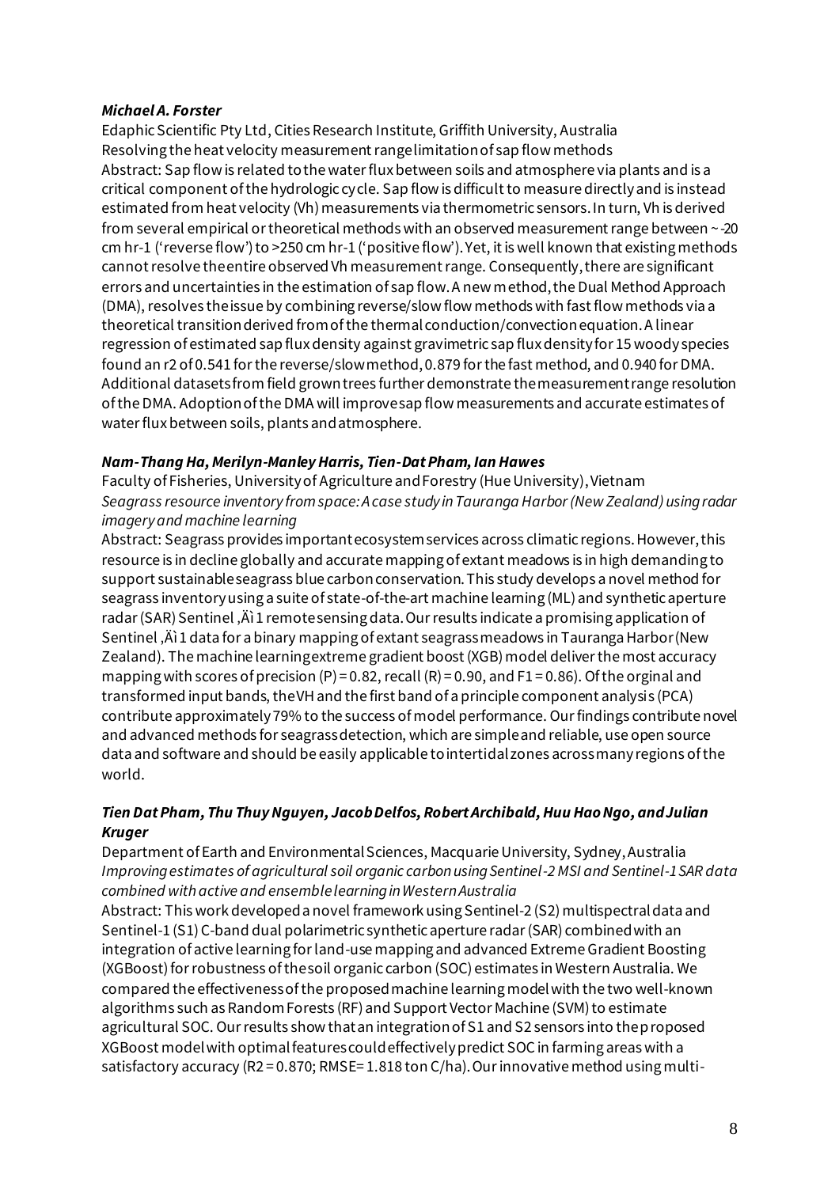***Michael A. Forster***

Edaphic Scientific Pty Ltd, Cities Research Institute, Griffith University, Australia
Resolving the heat velocity measurement range limitation of sap flow methods
Abstract: Sap flow is related to the water flux between soils and atmosphere via plants and is a critical component of the hydrologic cycle. Sap flow is difficult to measure directly and is instead estimated from heat velocity (Vh) measurements via thermometric sensors. In turn, Vh is derived from several empirical or theoretical methods with an observed measurement range between ~ -20 cm hr-1 ('reverse flow') to >250 cm hr-1 ('positive flow'). Yet, it is well known that existing methods cannot resolve the entire observed Vh measurement range. Consequently, there are significant errors and uncertainties in the estimation of sap flow. A new method, the Dual Method Approach (DMA), resolves the issue by combining reverse/slow flow methods with fast flow methods via a theoretical transition derived from of the thermal conduction/convection equation. A linear regression of estimated sap flux density against gravimetric sap flux density for 15 woody species found an r2 of 0.541 for the reverse/slow method, 0.879 for the fast method, and 0.940 for DMA. Additional datasets from field grown trees further demonstrate the measurement range resolution of the DMA. Adoption of the DMA will improve sap flow measurements and accurate estimates of water flux between soils, plants and atmosphere.

***Nam-Thang Ha, Merilyn-Manley Harris, Tien-Dat Pham, Ian Hawes***

Faculty of Fisheries, University of Agriculture and Forestry (Hue University), Vietnam
*Seagrass resource inventory from space: A case study in Tauranga Harbor (New Zealand) using radar imagery and machine learning*
Abstract: Seagrass provides important ecosystem services across climatic regions. However, this resource is in decline globally and accurate mapping of extant meadows is in high demanding to support sustainable seagrass blue carbon conservation. This study develops a novel method for seagrass inventory using a suite of state-of-the-art machine learning (ML) and synthetic aperture radar (SAR) Sentinel ‚Äì 1 remote sensing data. Our results indicate a promising application of Sentinel ‚Äì 1 data for a binary mapping of extant seagrass meadows in Tauranga Harbor (New Zealand). The machine learning extreme gradient boost (XGB) model deliver the most accuracy mapping with scores of precision (P) = 0.82, recall (R) = 0.90, and F1 = 0.86). Of the orginal and transformed input bands, the VH and the first band of a principle component analysis (PCA) contribute approximately 79% to the success of model performance. Our findings contribute novel and advanced methods for seagrass detection, which are simple and reliable, use open source data and software and should be easily applicable to intertidal zones across many regions of the world.

***Tien Dat Pham, Thu Thuy Nguyen, Jacob Delfos, Robert Archibald, Huu Hao Ngo, and Julian Kruger***

Department of Earth and Environmental Sciences, Macquarie University, Sydney, Australia
*Improving estimates of agricultural soil organic carbon using Sentinel-2 MSI and Sentinel-1 SAR data combined with active and ensemble learning in Western Australia*
Abstract: This work developed a novel framework using Sentinel-2 (S2) multispectral data and Sentinel-1 (S1) C-band dual polarimetric synthetic aperture radar (SAR) combined with an integration of active learning for land-use mapping and advanced Extreme Gradient Boosting (XGBoost) for robustness of the soil organic carbon (SOC) estimates in Western Australia. We compared the effectiveness of the proposed machine learning model with the two well-known algorithms such as Random Forests (RF) and Support Vector Machine (SVM) to estimate agricultural SOC. Our results show that an integration of S1 and S2 sensors into the proposed XGBoost model with optimal features could effectively predict SOC in farming areas with a satisfactory accuracy (R2 = 0.870; RMSE= 1.818 ton C/ha). Our innovative method using multi-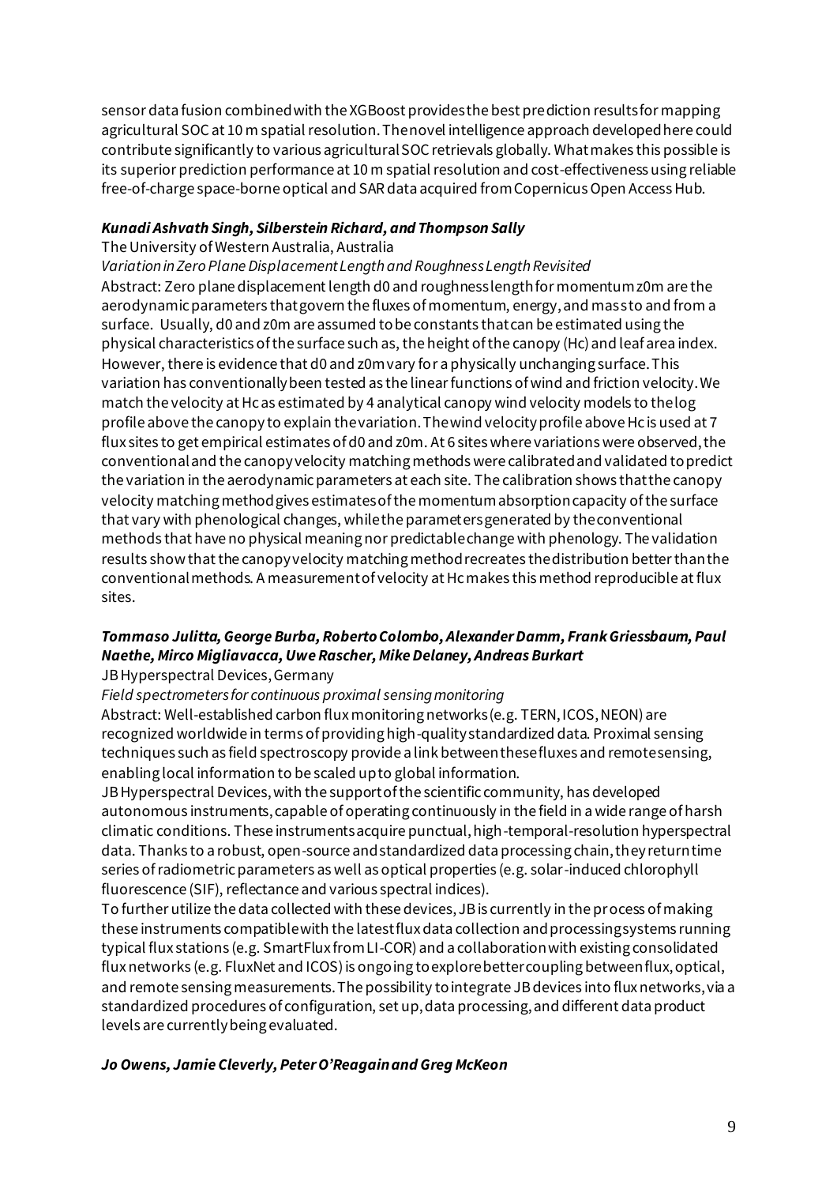sensor data fusion combined with the XGBoost provides the best prediction results for mapping agricultural SOC at 10 m spatial resolution. The novel intelligence approach developed here could contribute significantly to various agricultural SOC retrievals globally. What makes this possible is its superior prediction performance at 10 m spatial resolution and cost-effectiveness using reliable free-of-charge space-borne optical and SAR data acquired from Copernicus Open Access Hub.

***Kunadi Ashvath Singh, Silberstein Richard, and Thompson Sally***

The University of Western Australia, Australia

*Variation in Zero Plane Displacement Length and Roughness Length Revisited*

Abstract: Zero plane displacement length d0 and roughness length for momentum z0m are the aerodynamic parameters that govern the fluxes of momentum, energy, and mass to and from a surface. Usually, d0 and z0m are assumed to be constants that can be estimated using the physical characteristics of the surface such as, the height of the canopy (Hc) and leaf area index. However, there is evidence that d0 and z0m vary for a physically unchanging surface. This variation has conventionally been tested as the linear functions of wind and friction velocity. We match the velocity at Hc as estimated by 4 analytical canopy wind velocity models to the log profile above the canopy to explain the variation. The wind velocity profile above Hc is used at 7 flux sites to get empirical estimates of d0 and z0m. At 6 sites where variations were observed, the conventional and the canopy velocity matching methods were calibrated and validated to predict the variation in the aerodynamic parameters at each site. The calibration shows that the canopy velocity matching method gives estimates of the momentum absorption capacity of the surface that vary with phenological changes, while the parameters generated by the conventional methods that have no physical meaning nor predictable change with phenology. The validation results show that the canopy velocity matching method recreates the distribution better than the conventional methods. A measurement of velocity at Hc makes this method reproducible at flux sites.

***Tommaso Julitta, George Burba, Roberto Colombo, Alexander Damm, Frank Griessbaum, Paul Naethe, Mirco Migliavacca, Uwe Rascher, Mike Delaney, Andreas Burkart***

JB Hyperspectral Devices, Germany

*Field spectrometers for continuous proximal sensing monitoring*

Abstract: Well-established carbon flux monitoring networks (e.g. TERN, ICOS, NEON) are recognized worldwide in terms of providing high-quality standardized data. Proximal sensing techniques such as field spectroscopy provide a link between these fluxes and remote sensing, enabling local information to be scaled up to global information.

JB Hyperspectral Devices, with the support of the scientific community, has developed autonomous instruments, capable of operating continuously in the field in a wide range of harsh climatic conditions. These instruments acquire punctual, high-temporal-resolution hyperspectral data. Thanks to a robust, open-source and standardized data processing chain, they return time series of radiometric parameters as well as optical properties (e.g. solar-induced chlorophyll fluorescence (SIF), reflectance and various spectral indices).

To further utilize the data collected with these devices, JB is currently in the process of making these instruments compatible with the latest flux data collection and processing systems running typical flux stations (e.g. SmartFlux from LI-COR) and a collaboration with existing consolidated flux networks (e.g. FluxNet and ICOS) is ongoing to explore better coupling between flux, optical, and remote sensing measurements. The possibility to integrate JB devices into flux networks, via a standardized procedures of configuration, set up, data processing, and different data product levels are currently being evaluated.

***Jo Owens, Jamie Cleverly, Peter O'Reagain and Greg McKeon***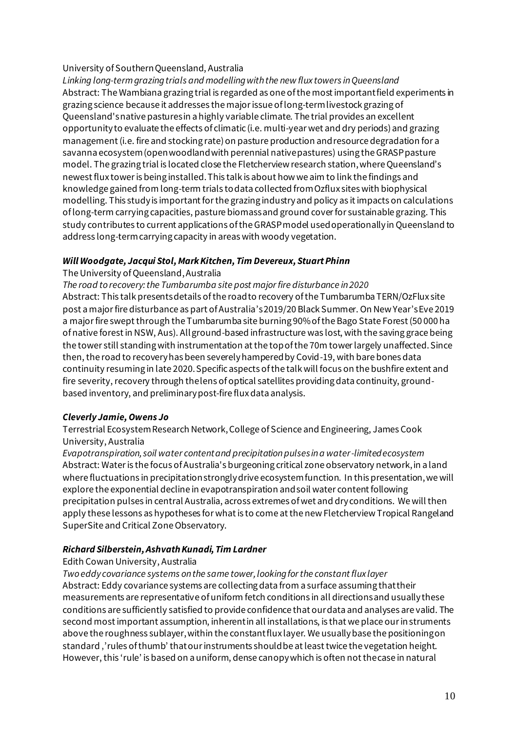University of Southern Queensland, Australia

*Linking long-term grazing trials and modelling with the new flux towers in Queensland*

Abstract: The Wambiana grazing trial is regarded as one of the most important field experiments in grazing science because it addresses the major issue of long-term livestock grazing of Queensland's native pastures in a highly variable climate. The trial provides an excellent opportunity to evaluate the effects of climatic (i.e. multi-year wet and dry periods) and grazing management (i.e. fire and stocking rate) on pasture production and resource degradation for a savanna ecosystem (open woodland with perennial native pastures) using the GRASP pasture model. The grazing trial is located close the Fletcherview research station, where Queensland's newest flux tower is being installed. This talk is about how we aim to link the findings and knowledge gained from long-term trials to data collected from Ozflux sites with biophysical modelling. This study is important for the grazing industry and policy as it impacts on calculations of long-term carrying capacities, pasture biomass and ground cover for sustainable grazing. This study contributes to current applications of the GRASP model used operationally in Queensland to address long-term carrying capacity in areas with woody vegetation.

***Will Woodgate, Jacqui Stol, Mark Kitchen, Tim Devereux, Stuart Phinn***

The University of Queensland, Australia

*The road to recovery: the Tumbarumba site post major fire disturbance in 2020*

Abstract: This talk presents details of the road to recovery of the Tumbarumba TERN/OzFlux site post a major fire disturbance as part of Australia's 2019/20 Black Summer. On New Year's Eve 2019 a major fire swept through the Tumbarumba site burning 90% of the Bago State Forest (50 000 ha of native forest in NSW, Aus). All ground-based infrastructure was lost, with the saving grace being the tower still standing with instrumentation at the top of the 70m tower largely unaffected. Since then, the road to recovery has been severely hampered by Covid-19, with bare bones data continuity resuming in late 2020. Specific aspects of the talk will focus on the bushfire extent and fire severity, recovery through the lens of optical satellites providing data continuity, ground-based inventory, and preliminary post-fire flux data analysis.

***Cleverly Jamie, Owens Jo***

Terrestrial Ecosystem Research Network, College of Science and Engineering, James Cook University, Australia

*Evapotranspiration, soil water content and precipitation pulses in a water-limited ecosystem*

Abstract: Water is the focus of Australia's burgeoning critical zone observatory network, in a land where fluctuations in precipitation strongly drive ecosystem function. In this presentation, we will explore the exponential decline in evapotranspiration and soil water content following precipitation pulses in central Australia, across extremes of wet and dry conditions. We will then apply these lessons as hypotheses for what is to come at the new Fletcherview Tropical Rangeland SuperSite and Critical Zone Observatory.

***Richard Silberstein, Ashvath Kunadi, Tim Lardner***

Edith Cowan University, Australia

*Two eddy covariance systems on the same tower, looking for the constant flux layer*

Abstract: Eddy covariance systems are collecting data from a surface assuming that their measurements are representative of uniform fetch conditions in all directions and usually these conditions are sufficiently satisfied to provide confidence that our data and analyses are valid. The second most important assumption, inherent in all installations, is that we place our instruments above the roughness sublayer, within the constant flux layer. We usually base the positioning on standard ,'rules of thumb' that our instruments should be at least twice the vegetation height. However, this 'rule' is based on a uniform, dense canopy which is often not the case in natural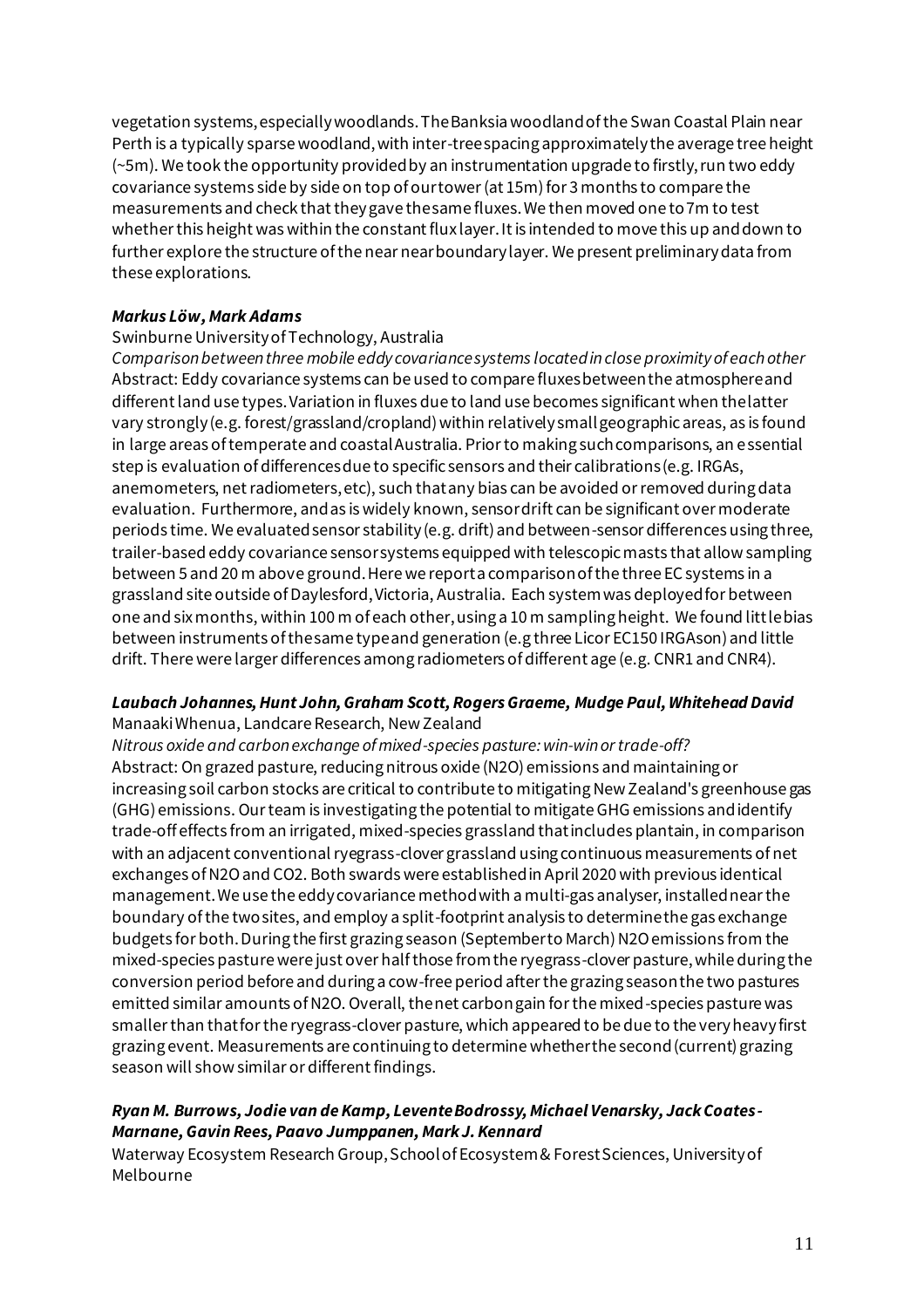vegetation systems, especially woodlands. The Banksia woodland of the Swan Coastal Plain near Perth is a typically sparse woodland, with inter-tree spacing approximately the average tree height (~5m). We took the opportunity provided by an instrumentation upgrade to firstly, run two eddy covariance systems side by side on top of our tower (at 15m) for 3 months to compare the measurements and check that they gave the same fluxes. We then moved one to 7m to test whether this height was within the constant flux layer. It is intended to move this up and down to further explore the structure of the near near boundary layer. We present preliminary data from these explorations.

***Markus Löw, Mark Adams***

Swinburne University of Technology, Australia

*Comparison between three mobile eddy covariance systems located in close proximity of each other*

Abstract: Eddy covariance systems can be used to compare fluxes between the atmosphere and different land use types. Variation in fluxes due to land use becomes significant when the latter vary strongly (e.g. forest/grassland/cropland) within relatively small geographic areas, as is found in large areas of temperate and coastal Australia. Prior to making such comparisons, an essential step is evaluation of differences due to specific sensors and their calibrations (e.g. IRGAs, anemometers, net radiometers, etc), such that any bias can be avoided or removed during data evaluation. Furthermore, and as is widely known, sensor drift can be significant over moderate periods time. We evaluated sensor stability (e.g. drift) and between-sensor differences using three, trailer-based eddy covariance sensor systems equipped with telescopic masts that allow sampling between 5 and 20 m above ground. Here we report a comparison of the three EC systems in a grassland site outside of Daylesford, Victoria, Australia. Each system was deployed for between one and six months, within 100 m of each other, using a 10 m sampling height. We found little bias between instruments of the same type and generation (e.g three Licor EC150 IRGAs on) and little drift. There were larger differences among radiometers of different age (e.g. CNR1 and CNR4).

***Laubach Johannes, Hunt John, Graham Scott, Rogers Graeme, Mudge Paul, Whitehead David***

Manaaki Whenua, Landcare Research, New Zealand

*Nitrous oxide and carbon exchange of mixed-species pasture: win-win or trade-off?*

Abstract: On grazed pasture, reducing nitrous oxide ($N_2O$) emissions and maintaining or increasing soil carbon stocks are critical to contribute to mitigating New Zealand's greenhouse gas (GHG) emissions. Our team is investigating the potential to mitigate GHG emissions and identify trade-off effects from an irrigated, mixed-species grassland that includes plantain, in comparison with an adjacent conventional ryegrass-clover grassland using continuous measurements of net exchanges of $N_2O$ and $CO_2$. Both swards were established in April 2020 with previous identical management. We use the eddy covariance method with a multi-gas analyser, installed near the boundary of the two sites, and employ a split-footprint analysis to determine the gas exchange budgets for both. During the first grazing season (September to March) $N_2O$ emissions from the mixed-species pasture were just over half those from the ryegrass-clover pasture, while during the conversion period before and during a cow-free period after the grazing season the two pastures emitted similar amounts of $N_2O$. Overall, the net carbon gain for the mixed-species pasture was smaller than that for the ryegrass-clover pasture, which appeared to be due to the very heavy first grazing event. Measurements are continuing to determine whether the second (current) grazing season will show similar or different findings.

***Ryan M. Burrows, Jodie van de Kamp, Levente Bodrossy, Michael Venarsky, Jack Coates-Marnane, Gavin Rees, Paavo Jumppanen, Mark J. Kennard***

Waterway Ecosystem Research Group, School of Ecosystem & Forest Sciences, University of Melbourne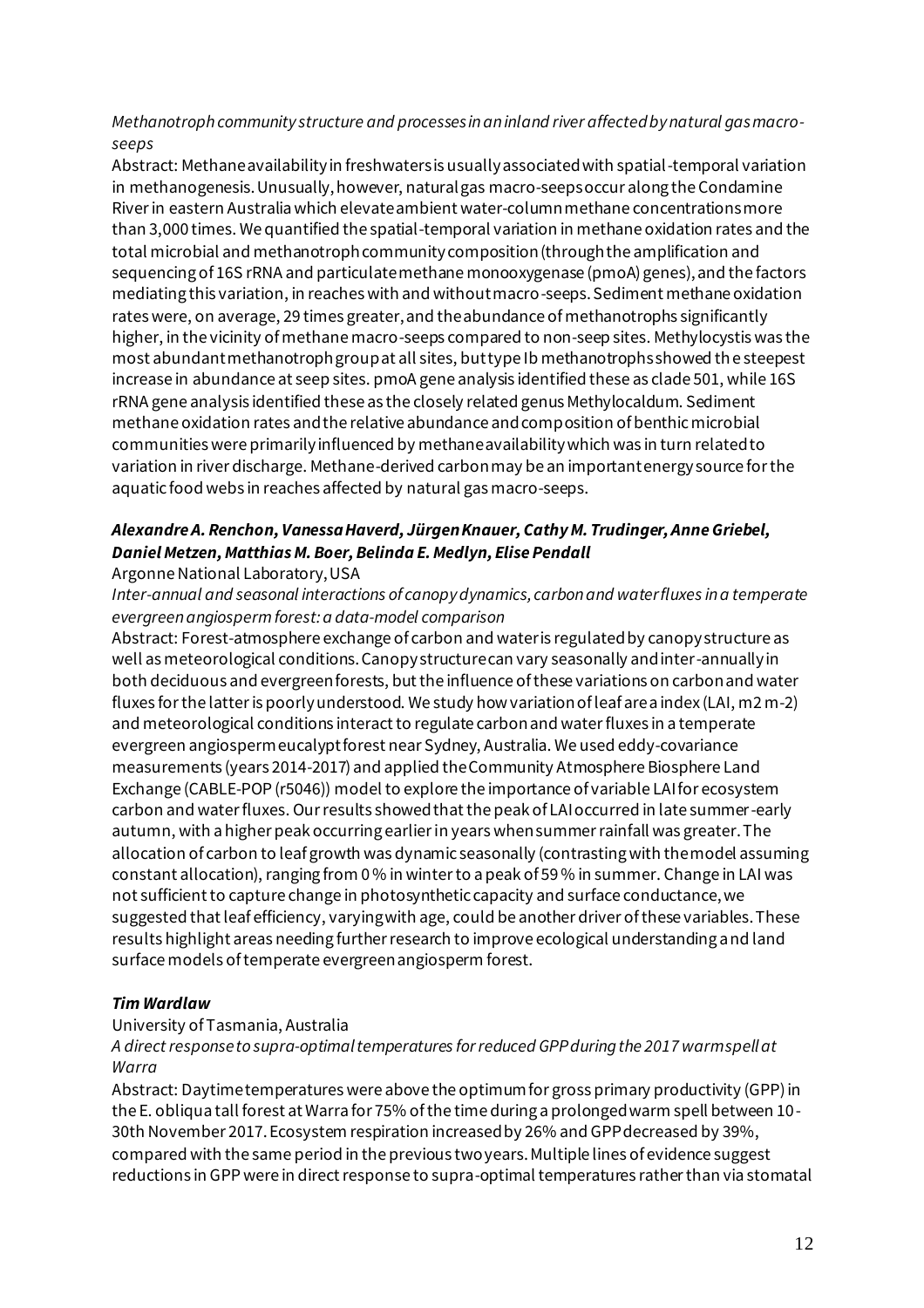*Methanotroph community structure and processes in an inland river affected by natural gas macro-seeps*

Abstract: Methane availability in freshwaters is usually associated with spatial-temporal variation in methanogenesis. Unusually, however, natural gas macro-seeps occur along the Condamine River in eastern Australia which elevate ambient water-column methane concentrations more than 3,000 times. We quantified the spatial-temporal variation in methane oxidation rates and the total microbial and methanotroph community composition (through the amplification and sequencing of 16S rRNA and particulate methane monooxygenase (pmoA) genes), and the factors mediating this variation, in reaches with and without macro-seeps. Sediment methane oxidation rates were, on average, 29 times greater, and the abundance of methanotrophs significantly higher, in the vicinity of methane macro-seeps compared to non-seep sites. Methylocystis was the most abundant methanotroph group at all sites, but type Ib methanotrophs showed the steepest increase in abundance at seep sites. pmoA gene analysis identified these as clade 501, while 16S rRNA gene analysis identified these as the closely related genus Methylocaldum. Sediment methane oxidation rates and the relative abundance and composition of benthic microbial communities were primarily influenced by methane availability which was in turn related to variation in river discharge. Methane-derived carbon may be an important energy source for the aquatic food webs in reaches affected by natural gas macro-seeps.

### *Alexandre A. Renchon, Vanessa Haverd, Jürgen Knauer, Cathy M. Trudinger, Anne Griebel, Daniel Metzen, Matthias M. Boer, Belinda E. Medlyn, Elise Pendall*

Argonne National Laboratory, USA

*Inter-annual and seasonal interactions of canopy dynamics, carbon and water fluxes in a temperate evergreen angiosperm forest: a data-model comparison*

Abstract: Forest-atmosphere exchange of carbon and water is regulated by canopy structure as well as meteorological conditions. Canopy structure can vary seasonally and inter-annually in both deciduous and evergreen forests, but the influence of these variations on carbon and water fluxes for the latter is poorly understood. We study how variation of leaf area index (LAI, $m^2\,m^{-2}$) and meteorological conditions interact to regulate carbon and water fluxes in a temperate evergreen angiosperm eucalypt forest near Sydney, Australia. We used eddy-covariance measurements (years 2014-2017) and applied the Community Atmosphere Biosphere Land Exchange (CABLE-POP (r5046)) model to explore the importance of variable LAI for ecosystem carbon and water fluxes. Our results showed that the peak of LAI occurred in late summer-early autumn, with a higher peak occurring earlier in years when summer rainfall was greater. The allocation of carbon to leaf growth was dynamic seasonally (contrasting with the model assuming constant allocation), ranging from 0 % in winter to a peak of 59 % in summer. Change in LAI was not sufficient to capture change in photosynthetic capacity and surface conductance, we suggested that leaf efficiency, varying with age, could be another driver of these variables. These results highlight areas needing further research to improve ecological understanding and land surface models of temperate evergreen angiosperm forest.

### *Tim Wardlaw*

University of Tasmania, Australia

*A direct response to supra-optimal temperatures for reduced GPP during the 2017 warm spell at Warra*

Abstract: Daytime temperatures were above the optimum for gross primary productivity (GPP) in the E. obliqua tall forest at Warra for 75% of the time during a prolonged warm spell between 10-30th November 2017. Ecosystem respiration increased by 26% and GPP decreased by 39%, compared with the same period in the previous two years. Multiple lines of evidence suggest reductions in GPP were in direct response to supra-optimal temperatures rather than via stomatal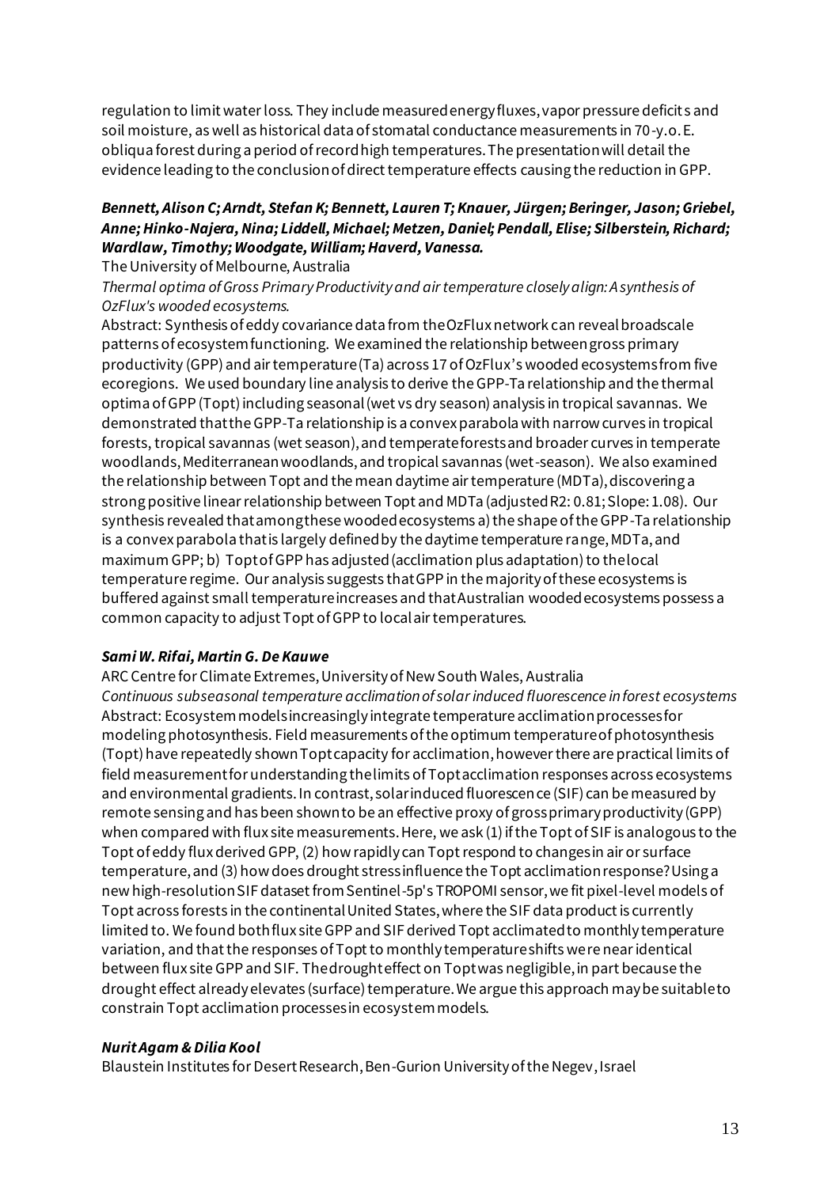regulation to limit water loss. They include measured energy fluxes, vapor pressure deficits and soil moisture, as well as historical data of stomatal conductance measurements in 70-y.o. E. obliqua forest during a period of record high temperatures. The presentation will detail the evidence leading to the conclusion of direct temperature effects causing the reduction in GPP.

***Bennett, Alison C; Arndt, Stefan K; Bennett, Lauren T; Knauer, Jürgen; Beringer, Jason; Griebel, Anne; Hinko-Najera, Nina; Liddell, Michael; Metzen, Daniel; Pendall, Elise; Silberstein, Richard; Wardlaw, Timothy; Woodgate, William; Haverd, Vanessa.***

The University of Melbourne, Australia

*Thermal optima of Gross Primary Productivity and air temperature closely align: A synthesis of OzFlux's wooded ecosystems.*

Abstract: Synthesis of eddy covariance data from the OzFlux network can reveal broadscale patterns of ecosystem functioning. We examined the relationship between gross primary productivity (GPP) and air temperature (Ta) across 17 of OzFlux's wooded ecosystems from five ecoregions. We used boundary line analysis to derive the GPP-Ta relationship and the thermal optima of GPP (Topt) including seasonal (wet vs dry season) analysis in tropical savannas. We demonstrated that the GPP-Ta relationship is a convex parabola with narrow curves in tropical forests, tropical savannas (wet season), and temperate forests and broader curves in temperate woodlands, Mediterranean woodlands, and tropical savannas (wet-season). We also examined the relationship between Topt and the mean daytime air temperature (MDTa), discovering a strong positive linear relationship between Topt and MDTa (adjusted R2: 0.81; Slope: 1.08). Our synthesis revealed that among these wooded ecosystems a) the shape of the GPP-Ta relationship is a convex parabola that is largely defined by the daytime temperature range, MDTa, and maximum GPP; b) Topt of GPP has adjusted (acclimation plus adaptation) to the local temperature regime. Our analysis suggests that GPP in the majority of these ecosystems is buffered against small temperature increases and that Australian wooded ecosystems possess a common capacity to adjust Topt of GPP to local air temperatures.

***Sami W. Rifai, Martin G. De Kauwe***

ARC Centre for Climate Extremes, University of New South Wales, Australia

*Continuous subseasonal temperature acclimation of solar induced fluorescence in forest ecosystems*

Abstract: Ecosystem models increasingly integrate temperature acclimation processes for modeling photosynthesis. Field measurements of the optimum temperature of photosynthesis (Topt) have repeatedly shown Topt capacity for acclimation, however there are practical limits of field measurement for understanding the limits of Topt acclimation responses across ecosystems and environmental gradients. In contrast, solar induced fluorescence (SIF) can be measured by remote sensing and has been shown to be an effective proxy of gross primary productivity (GPP) when compared with flux site measurements. Here, we ask (1) if the Topt of SIF is analogous to the Topt of eddy flux derived GPP, (2) how rapidly can Topt respond to changes in air or surface temperature, and (3) how does drought stress influence the Topt acclimation response? Using a new high-resolution SIF dataset from Sentinel-5p's TROPOMI sensor, we fit pixel-level models of Topt across forests in the continental United States, where the SIF data product is currently limited to. We found both flux site GPP and SIF derived Topt acclimated to monthly temperature variation, and that the responses of Topt to monthly temperature shifts were near identical between flux site GPP and SIF. The drought effect on Topt was negligible, in part because the drought effect already elevates (surface) temperature. We argue this approach may be suitable to constrain Topt acclimation processes in ecosystem models.

***Nurit Agam & Dilia Kool***

Blaustein Institutes for Desert Research, Ben-Gurion University of the Negev, Israel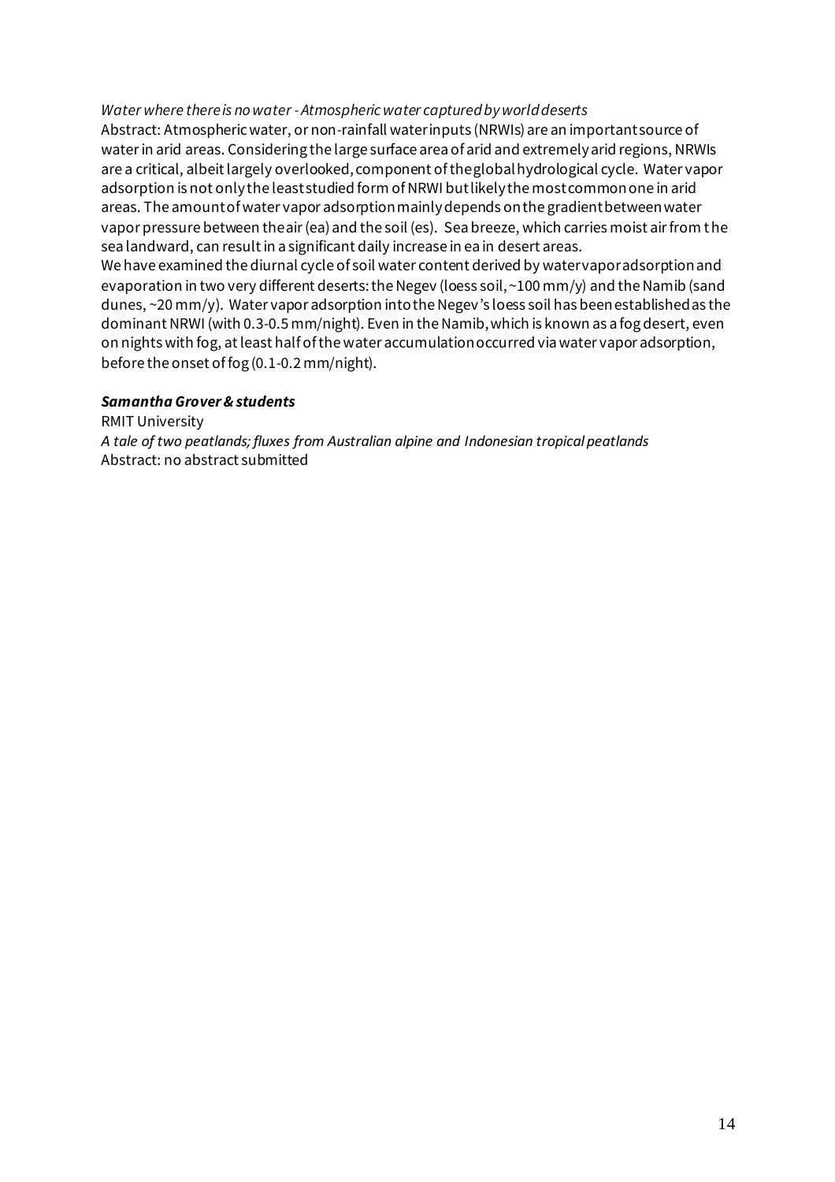*Water where there is no water - Atmospheric water captured by world deserts*

Abstract: Atmospheric water, or non-rainfall water inputs (NRWIs) are an important source of water in arid areas. Considering the large surface area of arid and extremely arid regions, NRWIs are a critical, albeit largely overlooked, component of the global hydrological cycle. Water vapor adsorption is not only the least studied form of NRWI but likely the most common one in arid areas. The amount of water vapor adsorption mainly depends on the gradient between water vapor pressure between the air (ea) and the soil (es). Sea breeze, which carries moist air from the sea landward, can result in a significant daily increase in ea in desert areas.

We have examined the diurnal cycle of soil water content derived by water vapor adsorption and evaporation in two very different deserts: the Negev (loess soil, ~100 mm/y) and the Namib (sand dunes, ~20 mm/y). Water vapor adsorption into the Negev's loess soil has been established as the dominant NRWI (with 0.3-0.5 mm/night). Even in the Namib, which is known as a fog desert, even on nights with fog, at least half of the water accumulation occurred via water vapor adsorption, before the onset of fog (0.1-0.2 mm/night).

***Samantha Grover & students***

RMIT University

*A tale of two peatlands; fluxes from Australian alpine and Indonesian tropical peatlands*

Abstract: no abstract submitted